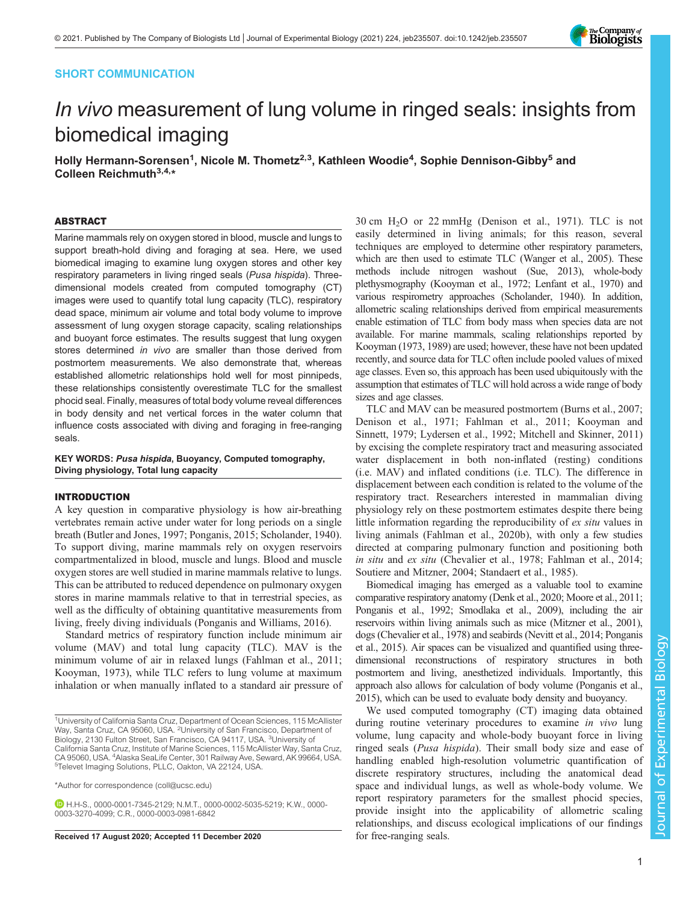SHORT COMMUNICATION

# *In vivo* measurement of lung volume in ringed seals: insights from biomedical imaging

**Holly Hermann-Sorensen[1], Nicole M. Thometz[2,3], Kathleen Woodie[4], Sophie Dennison-Gibby[5] and Colleen Reichmuth[3,4,*]**

## ABSTRACT

Marine mammals rely on oxygen stored in blood, muscle and lungs to support breath-hold diving and foraging at sea. Here, we used biomedical imaging to examine lung oxygen stores and other key respiratory parameters in living ringed seals (*Pusa hispida*). Three-dimensional models created from computed tomography (CT) images were used to quantify total lung capacity (TLC), respiratory dead space, minimum air volume and total body volume to improve assessment of lung oxygen storage capacity, scaling relationships and buoyant force estimates. The results suggest that lung oxygen stores determined *in vivo* are smaller than those derived from postmortem measurements. We also demonstrate that, whereas established allometric relationships hold well for most pinnipeds, these relationships consistently overestimate TLC for the smallest phocid seal. Finally, measures of total body volume reveal differences in body density and net vertical forces in the water column that influence costs associated with diving and foraging in free-ranging seals.

**KEY WORDS:** *Pusa hispida*, **Buoyancy, Computed tomography, Diving physiology, Total lung capacity**

## INTRODUCTION

A key question in comparative physiology is how air-breathing vertebrates remain active under water for long periods on a single breath (Butler and Jones, 1997; Ponganis, 2015; Scholander, 1940). To support diving, marine mammals rely on oxygen reservoirs compartmentalized in blood, muscle and lungs. Blood and muscle oxygen stores are well studied in marine mammals relative to lungs. This can be attributed to reduced dependence on pulmonary oxygen stores in marine mammals relative to that in terrestrial species, as well as the difficulty of obtaining quantitative measurements from living, freely diving individuals (Ponganis and Williams, 2016).

Standard metrics of respiratory function include minimum air volume (MAV) and total lung capacity (TLC). MAV is the minimum volume of air in relaxed lungs (Fahlman et al., 2011; Kooyman, 1973), while TLC refers to lung volume at maximum inhalation or when manually inflated to a standard air pressure of 30 cm $H_2O$ or 22 mmHg (Denison et al., 1971). TLC is not easily determined in living animals; for this reason, several techniques are employed to determine other respiratory parameters, which are then used to estimate TLC (Wanger et al., 2005). These methods include nitrogen washout (Sue, 2013), whole-body plethysmography (Kooyman et al., 1972; Lenfant et al., 1970) and various respirometry approaches (Scholander, 1940). In addition, allometric scaling relationships derived from empirical measurements enable estimation of TLC from body mass when species data are not available. For marine mammals, scaling relationships reported by Kooyman (1973, 1989) are used; however, these have not been updated recently, and source data for TLC often include pooled values of mixed age classes. Even so, this approach has been used ubiquitously with the assumption that estimates of TLC will hold across a wide range of body sizes and age classes.

TLC and MAV can be measured postmortem (Burns et al., 2007; Denison et al., 1971; Fahlman et al., 2011; Kooyman and Sinnett, 1979; Lydersen et al., 1992; Mitchell and Skinner, 2011) by excising the complete respiratory tract and measuring associated water displacement in both non-inflated (resting) conditions (i.e. MAV) and inflated conditions (i.e. TLC). The difference in displacement between each condition is related to the volume of the respiratory tract. Researchers interested in mammalian diving physiology rely on these postmortem estimates despite there being little information regarding the reproducibility of *ex situ* values in living animals (Fahlman et al., 2020b), with only a few studies directed at comparing pulmonary function and positioning both *in situ* and *ex situ* (Chevalier et al., 1978; Fahlman et al., 2014; Soutiere and Mitzner, 2004; Standaert et al., 1985).

Biomedical imaging has emerged as a valuable tool to examine comparative respiratory anatomy (Denk et al., 2020; Moore et al., 2011; Ponganis et al., 1992; Smodlaka et al., 2009), including the air reservoirs within living animals such as mice (Mitzner et al., 2001), dogs (Chevalier et al., 1978) and seabirds (Nevitt et al., 2014; Ponganis et al., 2015). Air spaces can be visualized and quantified using three-dimensional reconstructions of respiratory structures in both postmortem and living, anesthetized individuals. Importantly, this approach also allows for calculation of body volume (Ponganis et al., 2015), which can be used to evaluate body density and buoyancy.

We used computed tomography (CT) imaging data obtained during routine veterinary procedures to examine *in vivo* lung volume, lung capacity and whole-body buoyant force in living ringed seals (*Pusa hispida*). Their small body size and ease of handling enabled high-resolution volumetric quantification of discrete respiratory structures, including the anatomical dead space and individual lungs, as well as whole-body volume. We report respiratory parameters for the smallest phocid species, provide insight into the applicability of allometric scaling relationships, and discuss ecological implications of our findings for free-ranging seals.

[1]University of California Santa Cruz, Department of Ocean Sciences, 115 McAllister Way, Santa Cruz, CA 95060, USA. [2]University of San Francisco, Department of Biology, 2130 Fulton Street, San Francisco, CA 94117, USA. [3]University of California Santa Cruz, Institute of Marine Sciences, 115 McAllister Way, Santa Cruz, CA 95060, USA. [4]Alaska SeaLife Center, 301 Railway Ave, Seward, AK 99664, USA. [5]Televet Imaging Solutions, PLLC, Oakton, VA 22124, USA.

*Author for correspondence (coll@ucsc.edu)

H.H-S., 0000-0001-7345-2129; N.M.T., 0000-0002-5035-5219; K.W., 0000-0003-3270-4099; C.R., 0000-0003-0981-6842

Received 17 August 2020; Accepted 11 December 2020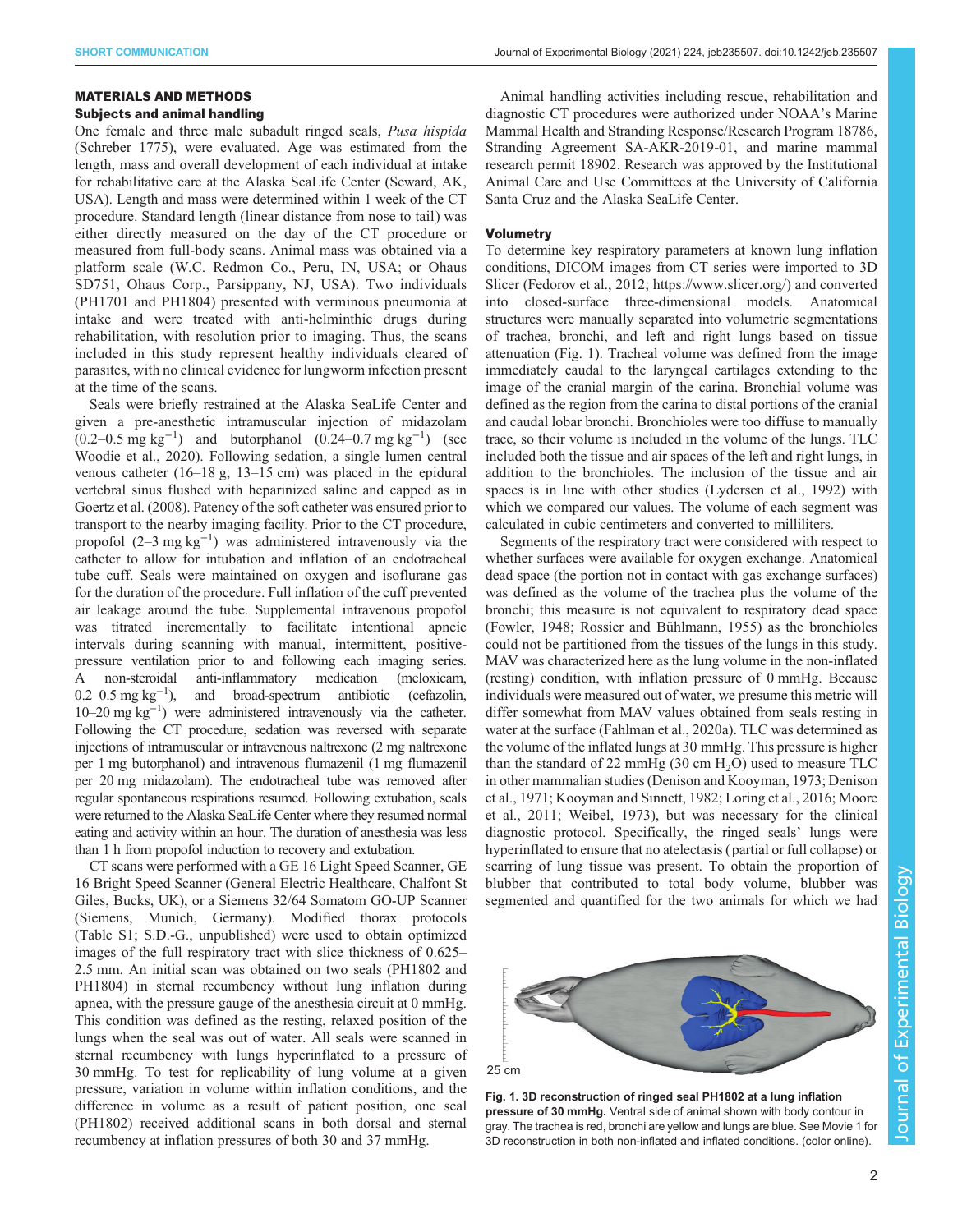## MATERIALS AND METHODS

### Subjects and animal handling

One female and three male subadult ringed seals, *Pusa hispida* (Schreber 1775), were evaluated. Age was estimated from the length, mass and overall development of each individual at intake for rehabilitative care at the Alaska SeaLife Center (Seward, AK, USA). Length and mass were determined within 1 week of the CT procedure. Standard length (linear distance from nose to tail) was either directly measured on the day of the CT procedure or measured from full-body scans. Animal mass was obtained via a platform scale (W.C. Redmon Co., Peru, IN, USA; or Ohaus SD751, Ohaus Corp., Parsippany, NJ, USA). Two individuals (PH1701 and PH1804) presented with verminous pneumonia at intake and were treated with anti-helminthic drugs during rehabilitation, with resolution prior to imaging. Thus, the scans included in this study represent healthy individuals cleared of parasites, with no clinical evidence for lungworm infection present at the time of the scans.

Seals were briefly restrained at the Alaska SeaLife Center and given a pre-anesthetic intramuscular injection of midazolam ($0.2$–$0.5$ mg kg$^{-1}$) and butorphanol ($0.24$–$0.7$ mg kg$^{-1}$) (see Woodie et al., 2020). Following sedation, a single lumen central venous catheter (16–18 g, 13–15 cm) was placed in the epidural vertebral sinus flushed with heparinized saline and capped as in Goertz et al. (2008). Patency of the soft catheter was ensured prior to transport to the nearby imaging facility. Prior to the CT procedure, propofol (2–3 mg kg$^{-1}$) was administered intravenously via the catheter to allow for intubation and inflation of an endotracheal tube cuff. Seals were maintained on oxygen and isoflurane gas for the duration of the procedure. Full inflation of the cuff prevented air leakage around the tube. Supplemental intravenous propofol was titrated incrementally to facilitate intentional apneic intervals during scanning with manual, intermittent, positive-pressure ventilation prior to and following each imaging series. A non-steroidal anti-inflammatory medication (meloxicam, $0.2$–$0.5$ mg kg$^{-1}$), and broad-spectrum antibiotic (cefazolin, 10–20 mg kg$^{-1}$) were administered intravenously via the catheter. Following the CT procedure, sedation was reversed with separate injections of intramuscular or intravenous naltrexone (2 mg naltrexone per 1 mg butorphanol) and intravenous flumazenil (1 mg flumazenil per 20 mg midazolam). The endotracheal tube was removed after regular spontaneous respirations resumed. Following extubation, seals were returned to the Alaska SeaLife Center where they resumed normal eating and activity within an hour. The duration of anesthesia was less than 1 h from propofol induction to recovery and extubation.

CT scans were performed with a GE 16 Light Speed Scanner, GE 16 Bright Speed Scanner (General Electric Healthcare, Chalfont St Giles, Bucks, UK), or a Siemens 32/64 Somatom GO-UP Scanner (Siemens, Munich, Germany). Modified thorax protocols (Table S1; S.D.-G., unpublished) were used to obtain optimized images of the full respiratory tract with slice thickness of 0.625–2.5 mm. An initial scan was obtained on two seals (PH1802 and PH1804) in sternal recumbency without lung inflation during apnea, with the pressure gauge of the anesthesia circuit at 0 mmHg. This condition was defined as the resting, relaxed position of the lungs when the seal was out of water. All seals were scanned in sternal recumbency with lungs hyperinflated to a pressure of 30 mmHg. To test for replicability of lung volume at a given pressure, variation in volume within inflation conditions, and the difference in volume as a result of patient position, one seal (PH1802) received additional scans in both dorsal and sternal recumbency at inflation pressures of both 30 and 37 mmHg.

Animal handling activities including rescue, rehabilitation and diagnostic CT procedures were authorized under NOAA's Marine Mammal Health and Stranding Response/Research Program 18786, Stranding Agreement SA-AKR-2019-01, and marine mammal research permit 18902. Research was approved by the Institutional Animal Care and Use Committees at the University of California Santa Cruz and the Alaska SeaLife Center.

### Volumetry

To determine key respiratory parameters at known lung inflation conditions, DICOM images from CT series were imported to 3D Slicer (Fedorov et al., 2012; https://www.slicer.org/) and converted into closed-surface three-dimensional models. Anatomical structures were manually separated into volumetric segmentations of trachea, bronchi, and left and right lungs based on tissue attenuation (Fig. 1). Tracheal volume was defined from the image immediately caudal to the laryngeal cartilages extending to the image of the cranial margin of the carina. Bronchial volume was defined as the region from the carina to distal portions of the cranial and caudal lobar bronchi. Bronchioles were too diffuse to manually trace, so their volume is included in the volume of the lungs. TLC included both the tissue and air spaces of the left and right lungs, in addition to the bronchioles. The inclusion of the tissue and air spaces is in line with other studies (Lydersen et al., 1992) with which we compared our values. The volume of each segment was calculated in cubic centimeters and converted to milliliters.

Segments of the respiratory tract were considered with respect to whether surfaces were available for oxygen exchange. Anatomical dead space (the portion not in contact with gas exchange surfaces) was defined as the volume of the trachea plus the volume of the bronchi; this measure is not equivalent to respiratory dead space (Fowler, 1948; Rossier and Bühlmann, 1955) as the bronchioles could not be partitioned from the tissues of the lungs in this study. MAV was characterized here as the lung volume in the non-inflated (resting) condition, with inflation pressure of 0 mmHg. Because individuals were measured out of water, we presume this metric will differ somewhat from MAV values obtained from seals resting in water at the surface (Fahlman et al., 2020a). TLC was determined as the volume of the inflated lungs at 30 mmHg. This pressure is higher than the standard of 22 mmHg (30 cm $H_2O$) used to measure TLC in other mammalian studies (Denison and Kooyman, 1973; Denison et al., 1971; Kooyman and Sinnett, 1982; Loring et al., 2016; Moore et al., 2011; Weibel, 1973), but was necessary for the clinical diagnostic protocol. Specifically, the ringed seals' lungs were hyperinflated to ensure that no atelectasis (partial or full collapse) or scarring of lung tissue was present. To obtain the proportion of blubber that contributed to total body volume, blubber was segmented and quantified for the two animals for which we had

**Fig. 1. 3D reconstruction of ringed seal PH1802 at a lung inflation pressure of 30 mmHg.** Ventral side of animal shown with body contour in gray. The trachea is red, bronchi are yellow and lungs are blue. See Movie 1 for 3D reconstruction in both non-inflated and inflated conditions. (color online).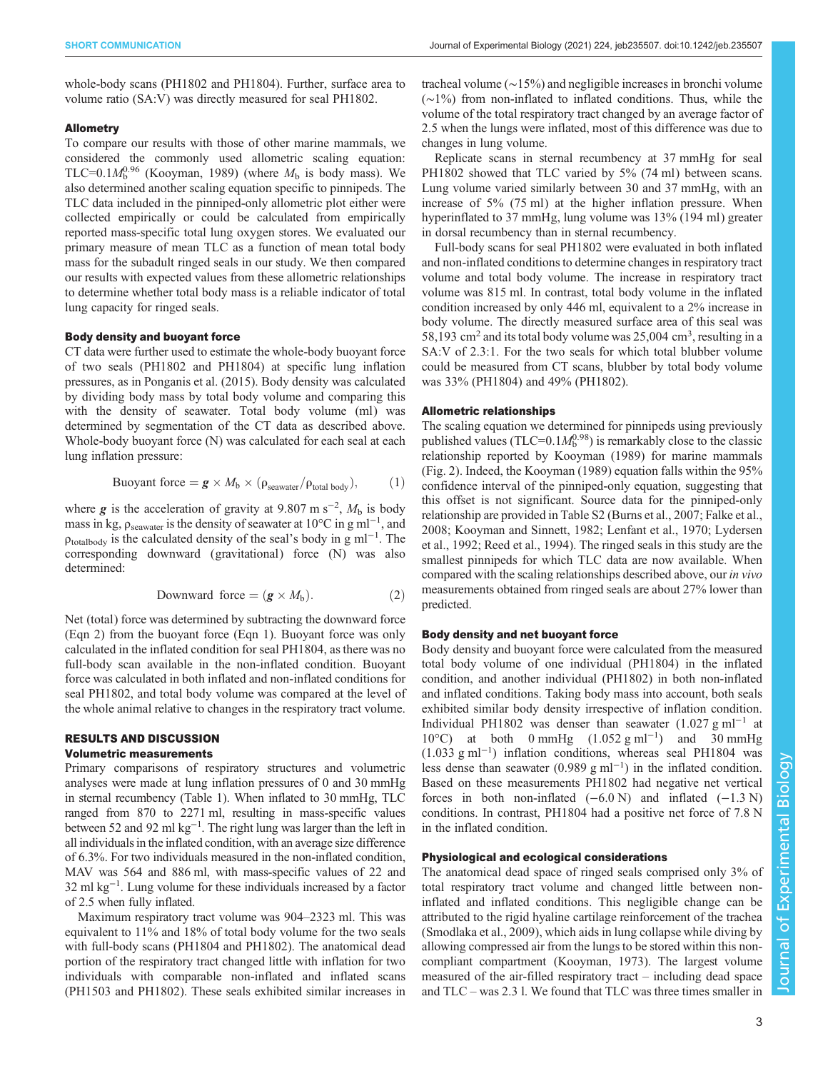whole-body scans (PH1802 and PH1804). Further, surface area to volume ratio (SA:V) was directly measured for seal PH1802.

### Allometry

To compare our results with those of other marine mammals, we considered the commonly used allometric scaling equation: TLC=$0.1M_b^{0.96}$ (Kooyman, 1989) (where $M_b$ is body mass). We also determined another scaling equation specific to pinnipeds. The TLC data included in the pinniped-only allometric plot either were collected empirically or could be calculated from empirically reported mass-specific total lung oxygen stores. We evaluated our primary measure of mean TLC as a function of mean total body mass for the subadult ringed seals in our study. We then compared our results with expected values from these allometric relationships to determine whether total body mass is a reliable indicator of total lung capacity for ringed seals.

### Body density and buoyant force

CT data were further used to estimate the whole-body buoyant force of two seals (PH1802 and PH1804) at specific lung inflation pressures, as in Ponganis et al. (2015). Body density was calculated by dividing body mass by total body volume and comparing this with the density of seawater. Total body volume (ml) was determined by segmentation of the CT data as described above. Whole-body buoyant force (N) was calculated for each seal at each lung inflation pressure:

$$\text{Buoyant force} = \boldsymbol{g} \times M_b \times (\rho_{\text{seawater}}/\rho_{\text{total body}}), \quad (1)$$

where $\boldsymbol{g}$ is the acceleration of gravity at 9.807 m s$^{-2}$, $M_b$ is body mass in kg, $\rho_{seawater}$ is the density of seawater at 10°C in g ml$^{-1}$, and $\rho_{totalbody}$ is the calculated density of the seal's body in g ml$^{-1}$. The corresponding downward (gravitational) force (N) was also determined:

$$\text{Downward force} = (\boldsymbol{g} \times M_b). \quad (2)$$

Net (total) force was determined by subtracting the downward force (Eqn 2) from the buoyant force (Eqn 1). Buoyant force was only calculated in the inflated condition for seal PH1804, as there was no full-body scan available in the non-inflated condition. Buoyant force was calculated in both inflated and non-inflated conditions for seal PH1802, and total body volume was compared at the level of the whole animal relative to changes in the respiratory tract volume.

## RESULTS AND DISCUSSION

### Volumetric measurements

Primary comparisons of respiratory structures and volumetric analyses were made at lung inflation pressures of 0 and 30 mmHg in sternal recumbency (Table 1). When inflated to 30 mmHg, TLC ranged from 870 to 2271 ml, resulting in mass-specific values between 52 and 92 ml kg$^{-1}$. The right lung was larger than the left in all individuals in the inflated condition, with an average size difference of 6.3%. For two individuals measured in the non-inflated condition, MAV was 564 and 886 ml, with mass-specific values of 22 and 32 ml kg$^{-1}$. Lung volume for these individuals increased by a factor of 2.5 when fully inflated.

Maximum respiratory tract volume was 904–2323 ml. This was equivalent to 11% and 18% of total body volume for the two seals with full-body scans (PH1804 and PH1802). The anatomical dead portion of the respiratory tract changed little with inflation for two individuals with comparable non-inflated and inflated scans (PH1503 and PH1802). These seals exhibited similar increases in tracheal volume (~15%) and negligible increases in bronchi volume (~1%) from non-inflated to inflated conditions. Thus, while the volume of the total respiratory tract changed by an average factor of 2.5 when the lungs were inflated, most of this difference was due to changes in lung volume.

Replicate scans in sternal recumbency at 37 mmHg for seal PH1802 showed that TLC varied by 5% (74 ml) between scans. Lung volume varied similarly between 30 and 37 mmHg, with an increase of 5% (75 ml) at the higher inflation pressure. When hyperinflated to 37 mmHg, lung volume was 13% (194 ml) greater in dorsal recumbency than in sternal recumbency.

Full-body scans for seal PH1802 were evaluated in both inflated and non-inflated conditions to determine changes in respiratory tract volume and total body volume. The increase in respiratory tract volume was 815 ml. In contrast, total body volume in the inflated condition increased by only 446 ml, equivalent to a 2% increase in body volume. The directly measured surface area of this seal was 58,193 cm$^2$ and its total body volume was 25,004 cm$^3$, resulting in a SA:V of 2.3:1. For the two seals for which total blubber volume could be measured from CT scans, blubber by total body volume was 33% (PH1804) and 49% (PH1802).

### Allometric relationships

The scaling equation we determined for pinnipeds using previously published values (TLC=$0.1M_b^{0.98}$) is remarkably close to the classic relationship reported by Kooyman (1989) for marine mammals (Fig. 2). Indeed, the Kooyman (1989) equation falls within the 95% confidence interval of the pinniped-only equation, suggesting that this offset is not significant. Source data for the pinniped-only relationship are provided in Table S2 (Burns et al., 2007; Falke et al., 2008; Kooyman and Sinnett, 1982; Lenfant et al., 1970; Lydersen et al., 1992; Reed et al., 1994). The ringed seals in this study are the smallest pinnipeds for which TLC data are now available. When compared with the scaling relationships described above, our *in vivo* measurements obtained from ringed seals are about 27% lower than predicted.

### Body density and net buoyant force

Body density and buoyant force were calculated from the measured total body volume of one individual (PH1804) in the inflated condition, and another individual (PH1802) in both non-inflated and inflated conditions. Taking body mass into account, both seals exhibited similar body density irrespective of inflation condition. Individual PH1802 was denser than seawater (1.027 g ml$^{-1}$ at 10°C) at both 0 mmHg (1.052 g ml$^{-1}$) and 30 mmHg (1.033 g ml$^{-1}$) inflation conditions, whereas seal PH1804 was less dense than seawater (0.989 g ml$^{-1}$) in the inflated condition. Based on these measurements PH1802 had negative net vertical forces in both non-inflated (−6.0 N) and inflated (−1.3 N) conditions. In contrast, PH1804 had a positive net force of 7.8 N in the inflated condition.

### Physiological and ecological considerations

The anatomical dead space of ringed seals comprised only 3% of total respiratory tract volume and changed little between non-inflated and inflated conditions. This negligible change can be attributed to the rigid hyaline cartilage reinforcement of the trachea (Smodlaka et al., 2009), which aids in lung collapse while diving by allowing compressed air from the lungs to be stored within this non-compliant compartment (Kooyman, 1973). The largest volume measured of the air-filled respiratory tract – including dead space and TLC – was 2.3 l. We found that TLC was three times smaller in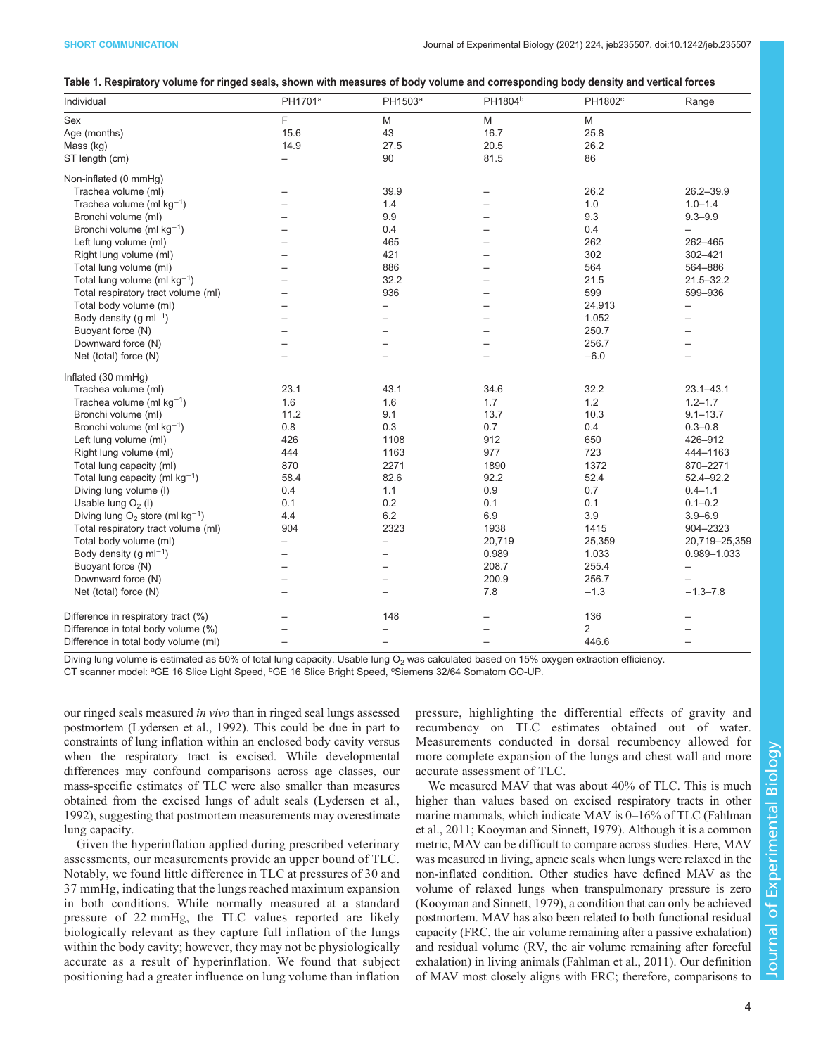**Table 1. Respiratory volume for ringed seals, shown with measures of body volume and corresponding body density and vertical forces**

| Individual | PH1701[a] | PH1503[a] | PH1804[b] | PH1802[c] | Range |
|---|---|---|---|---|---|
| Sex | F | M | M | M | |
| Age (months) | 15.6 | 43 | 16.7 | 25.8 | |
| Mass (kg) | 14.9 | 27.5 | 20.5 | 26.2 | |
| ST length (cm) | – | 90 | 81.5 | 86 | |
| Non-inflated (0 mmHg) | | | | | |
| Trachea volume (ml) | – | 39.9 | – | 26.2 | 26.2–39.9 |
| Trachea volume (ml $kg^{-1}$) | – | 1.4 | – | 1.0 | 1.0–1.4 |
| Bronchi volume (ml) | – | 9.9 | – | 9.3 | 9.3–9.9 |
| Bronchi volume (ml $kg^{-1}$) | – | 0.4 | – | 0.4 | – |
| Left lung volume (ml) | – | 465 | – | 262 | 262–465 |
| Right lung volume (ml) | – | 421 | – | 302 | 302–421 |
| Total lung volume (ml) | – | 886 | – | 564 | 564–886 |
| Total lung volume (ml $kg^{-1}$) | – | 32.2 | – | 21.5 | 21.5–32.2 |
| Total respiratory tract volume (ml) | – | 936 | – | 599 | 599–936 |
| Total body volume (ml) | – | – | – | 24,913 | – |
| Body density (g $ml^{-1}$) | – | – | – | 1.052 | – |
| Buoyant force (N) | – | – | – | 250.7 | – |
| Downward force (N) | – | – | – | 256.7 | – |
| Net (total) force (N) | – | – | – | −6.0 | – |
| Inflated (30 mmHg) | | | | | |
| Trachea volume (ml) | 23.1 | 43.1 | 34.6 | 32.2 | 23.1–43.1 |
| Trachea volume (ml $kg^{-1}$) | 1.6 | 1.6 | 1.7 | 1.2 | 1.2–1.7 |
| Bronchi volume (ml) | 11.2 | 9.1 | 13.7 | 10.3 | 9.1–13.7 |
| Bronchi volume (ml $kg^{-1}$) | 0.8 | 0.3 | 0.7 | 0.4 | 0.3–0.8 |
| Left lung volume (ml) | 426 | 1108 | 912 | 650 | 426–912 |
| Right lung volume (ml) | 444 | 1163 | 977 | 723 | 444–1163 |
| Total lung capacity (ml) | 870 | 2271 | 1890 | 1372 | 870–2271 |
| Total lung capacity (ml $kg^{-1}$) | 58.4 | 82.6 | 92.2 | 52.4 | 52.4–92.2 |
| Diving lung volume (l) | 0.4 | 1.1 | 0.9 | 0.7 | 0.4–1.1 |
| Usable lung $O_2$ (l) | 0.1 | 0.2 | 0.1 | 0.1 | 0.1–0.2 |
| Diving lung $O_2$ store (ml $kg^{-1}$) | 4.4 | 6.2 | 6.9 | 3.9 | 3.9–6.9 |
| Total respiratory tract volume (ml) | 904 | 2323 | 1938 | 1415 | 904–2323 |
| Total body volume (ml) | – | – | 20,719 | 25,359 | 20,719–25,359 |
| Body density (g $ml^{-1}$) | – | – | 0.989 | 1.033 | 0.989–1.033 |
| Buoyant force (N) | – | – | 208.7 | 255.4 | – |
| Downward force (N) | – | – | 200.9 | 256.7 | – |
| Net (total) force (N) | – | – | 7.8 | −1.3 | −1.3–7.8 |
| Difference in respiratory tract (%) | – | 148 | – | 136 | – |
| Difference in total body volume (%) | – | – | – | 2 | – |
| Difference in total body volume (ml) | – | – | – | 446.6 | – |

Diving lung volume is estimated as 50% of total lung capacity. Usable lung $O_2$ was calculated based on 15% oxygen extraction efficiency.
CT scanner model: [a]GE 16 Slice Light Speed, [b]GE 16 Slice Bright Speed, [c]Siemens 32/64 Somatom GO-UP.

our ringed seals measured *in vivo* than in ringed seal lungs assessed postmortem (Lydersen et al., 1992). This could be due in part to constraints of lung inflation within an enclosed body cavity versus when the respiratory tract is excised. While developmental differences may confound comparisons across age classes, our mass-specific estimates of TLC were also smaller than measures obtained from the excised lungs of adult seals (Lydersen et al., 1992), suggesting that postmortem measurements may overestimate lung capacity.

Given the hyperinflation applied during prescribed veterinary assessments, our measurements provide an upper bound of TLC. Notably, we found little difference in TLC at pressures of 30 and 37 mmHg, indicating that the lungs reached maximum expansion in both conditions. While normally measured at a standard pressure of 22 mmHg, the TLC values reported are likely biologically relevant as they capture full inflation of the lungs within the body cavity; however, they may not be physiologically accurate as a result of hyperinflation. We found that subject positioning had a greater influence on lung volume than inflation pressure, highlighting the differential effects of gravity and recumbency on TLC estimates obtained out of water. Measurements conducted in dorsal recumbency allowed for more complete expansion of the lungs and chest wall and more accurate assessment of TLC.

We measured MAV that was about 40% of TLC. This is much higher than values based on excised respiratory tracts in other marine mammals, which indicate MAV is 0–16% of TLC (Fahlman et al., 2011; Kooyman and Sinnett, 1979). Although it is a common metric, MAV can be difficult to compare across studies. Here, MAV was measured in living, apneic seals when lungs were relaxed in the non-inflated condition. Other studies have defined MAV as the volume of relaxed lungs when transpulmonary pressure is zero (Kooyman and Sinnett, 1979), a condition that can only be achieved postmortem. MAV has also been related to both functional residual capacity (FRC, the air volume remaining after a passive exhalation) and residual volume (RV, the air volume remaining after forceful exhalation) in living animals (Fahlman et al., 2011). Our definition of MAV most closely aligns with FRC; therefore, comparisons to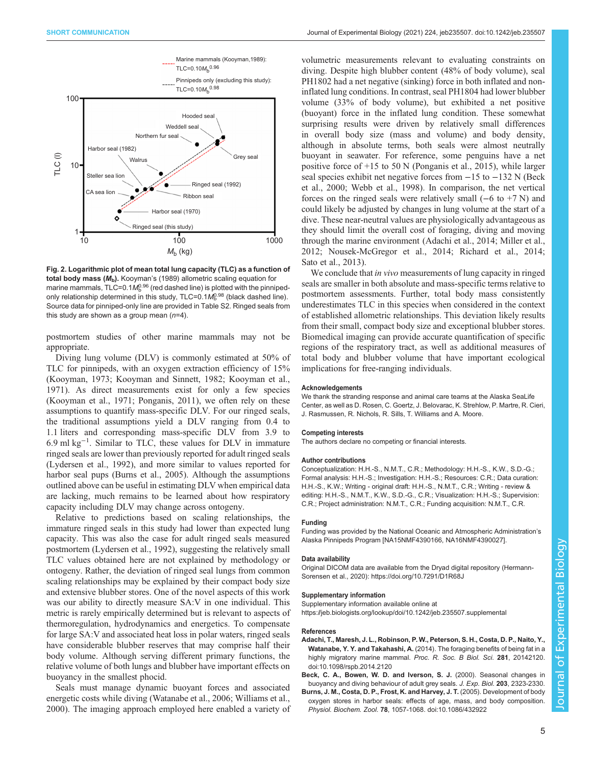Fig. 2. **Logarithmic plot of mean total lung capacity (TLC) as a function of total body mass ($M_b$).** Kooyman's (1989) allometric scaling equation for marine mammals, TLC=$0.1M_b^{0.96}$ (red dashed line) is plotted with the pinniped-only relationship determined in this study, TLC=$0.1M_b^{0.98}$ (black dashed line). Source data for pinniped-only line are provided in Table S2. Ringed seals from this study are shown as a group mean (*n*=4).

postmortem studies of other marine mammals may not be appropriate.

Diving lung volume (DLV) is commonly estimated at 50% of TLC for pinnipeds, with an oxygen extraction efficiency of 15% (Kooyman, 1973; Kooyman and Sinnett, 1982; Kooyman et al., 1971). As direct measurements exist for only a few species (Kooyman et al., 1971; Ponganis, 2011), we often rely on these assumptions to quantify mass-specific DLV. For our ringed seals, the traditional assumptions yield a DLV ranging from 0.4 to 1.1 liters and corresponding mass-specific DLV from 3.9 to 6.9 ml $kg^{-1}$. Similar to TLC, these values for DLV in immature ringed seals are lower than previously reported for adult ringed seals (Lydersen et al., 1992), and more similar to values reported for harbor seal pups (Burns et al., 2005). Although the assumptions outlined above can be useful in estimating DLV when empirical data are lacking, much remains to be learned about how respiratory capacity including DLV may change across ontogeny.

Relative to predictions based on scaling relationships, the immature ringed seals in this study had lower than expected lung capacity. This was also the case for adult ringed seals measured postmortem (Lydersen et al., 1992), suggesting the relatively small TLC values obtained here are not explained by methodology or ontogeny. Rather, the deviation of ringed seal lungs from common scaling relationships may be explained by their compact body size and extensive blubber stores. One of the novel aspects of this work was our ability to directly measure SA:V in one individual. This metric is rarely empirically determined but is relevant to aspects of thermoregulation, hydrodynamics and energetics. To compensate for large SA:V and associated heat loss in polar waters, ringed seals have considerable blubber reserves that may comprise half their body volume. Although serving different primary functions, the relative volume of both lungs and blubber have important effects on buoyancy in the smallest phocid.

Seals must manage dynamic buoyant forces and associated energetic costs while diving (Watanabe et al., 2006; Williams et al., 2000). The imaging approach employed here enabled a variety of volumetric measurements relevant to evaluating constraints on diving. Despite high blubber content (48% of body volume), seal PH1802 had a net negative (sinking) force in both inflated and non-inflated lung conditions. In contrast, seal PH1804 had lower blubber volume (33% of body volume), but exhibited a net positive (buoyant) force in the inflated lung condition. These somewhat surprising results were driven by relatively small differences in overall body size (mass and volume) and body density, although in absolute terms, both seals were almost neutrally buoyant in seawater. For reference, some penguins have a net positive force of +15 to 50 N (Ponganis et al., 2015), while larger seal species exhibit net negative forces from −15 to −132 N (Beck et al., 2000; Webb et al., 1998). In comparison, the net vertical forces on the ringed seals were relatively small (−6 to +7 N) and could likely be adjusted by changes in lung volume at the start of a dive. These near-neutral values are physiologically advantageous as they should limit the overall cost of foraging, diving and moving through the marine environment (Adachi et al., 2014; Miller et al., 2012; Nousek-McGregor et al., 2014; Richard et al., 2014; Sato et al., 2013).

We conclude that *in vivo* measurements of lung capacity in ringed seals are smaller in both absolute and mass-specific terms relative to postmortem assessments. Further, total body mass consistently underestimates TLC in this species when considered in the context of established allometric relationships. This deviation likely results from their small, compact body size and exceptional blubber stores. Biomedical imaging can provide accurate quantification of specific regions of the respiratory tract, as well as additional measures of total body and blubber volume that have important ecological implications for free-ranging individuals.

#### Acknowledgements

We thank the stranding response and animal care teams at the Alaska SeaLife Center, as well as D. Rosen, C. Goertz, J. Belovarac, K. Strehlow, P. Martre, R. Cieri, J. Rasmussen, R. Nichols, R. Sills, T. Williams and A. Moore.

#### Competing interests

The authors declare no competing or financial interests.

#### Author contributions

Conceptualization: H.H.-S., N.M.T., C.R.; Methodology: H.H.-S., K.W., S.D.-G.; Formal analysis: H.H.-S., K.W.; Investigation: H.H.-S.; Resources: C.R.; Data curation: H.H.-S., K.W.; Writing - original draft: H.H.-S., N.M.T., C.R.; Writing - review & editing: H.H.-S., N.M.T., K.W., S.D.-G., C.R.; Visualization: H.H.-S.; Supervision: C.R.; Project administration: N.M.T., C.R.; Funding acquisition: N.M.T., C.R.

#### Funding

Funding was provided by the National Oceanic and Atmospheric Administration's Alaska Pinnipeds Program [NA15NMF4390166, NA16NMF4390027].

#### Data availability

Original DICOM data are available from the Dryad digital repository (Hermann-Sorensen et al., 2020): https://doi.org/10.7291/D1R68J

#### Supplementary information

Supplementary information available online at https://jeb.biologists.org/lookup/doi/10.1242/jeb.235507.supplemental

#### References

**Adachi, T., Maresh, J. L., Robinson, P. W., Peterson, S. H., Costa, D. P., Naito, Y., Watanabe, Y. Y. and Takahashi, A.** (2014). The foraging benefits of being fat in a highly migratory marine mammal. *Proc. R. Soc. B Biol. Sci.* **281**, 20142120. doi:10.1098/rspb.2014.2120

**Beck, C. A., Bowen, W. D. and Iverson, S. J.** (2000). Seasonal changes in buoyancy and diving behaviour of adult grey seals. *J. Exp. Biol.* **203**, 2323-2330.

**Burns, J. M., Costa, D. P., Frost, K. and Harvey, J. T.** (2005). Development of body oxygen stores in harbor seals: effects of age, mass, and body composition. *Physiol. Biochem. Zool.* **78**, 1057-1068. doi:10.1086/432922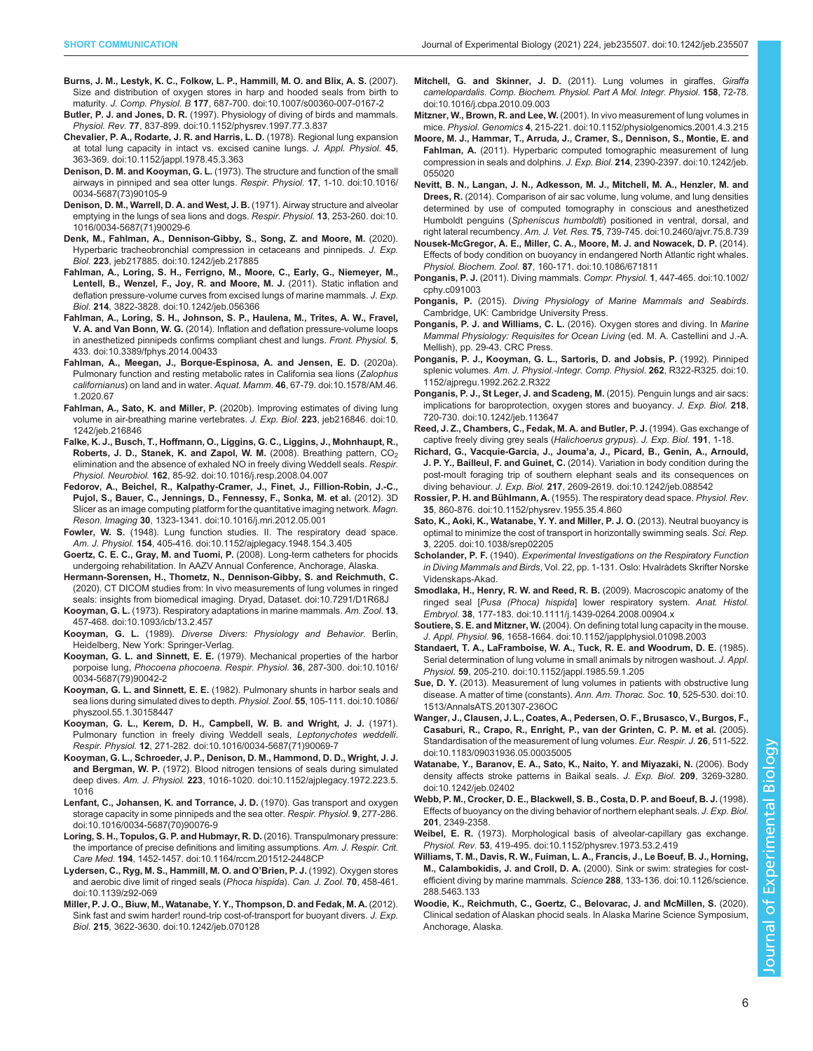**Burns, J. M., Lestyk, K. C., Folkow, L. P., Hammill, M. O. and Blix, A. S.** (2007). Size and distribution of oxygen stores in harp and hooded seals from birth to maturity. *J. Comp. Physiol. B* **177**, 687-700. doi:10.1007/s00360-007-0167-2

**Butler, P. J. and Jones, D. R.** (1997). Physiology of diving of birds and mammals. *Physiol. Rev.* **77**, 837-899. doi:10.1152/physrev.1997.77.3.837

**Chevalier, P. A., Rodarte, J. R. and Harris, L. D.** (1978). Regional lung expansion at total lung capacity in intact vs. excised canine lungs. *J. Appl. Physiol.* **45**, 363-369. doi:10.1152/jappl.1978.45.3.363

**Denison, D. M. and Kooyman, G. L.** (1973). The structure and function of the small airways in pinniped and sea otter lungs. *Respir. Physiol.* **17**, 1-10. doi:10.1016/0034-5687(73)90105-9

**Denison, D. M., Warrell, D. A. and West, J. B.** (1971). Airway structure and alveolar emptying in the lungs of sea lions and dogs. *Respir. Physiol.* **13**, 253-260. doi:10.1016/0034-5687(71)90029-6

**Denk, M., Fahlman, A., Dennison-Gibby, S., Song, Z. and Moore, M.** (2020). Hyperbaric tracheobronchial compression in cetaceans and pinnipeds. *J. Exp. Biol.* **223**, jeb217885. doi:10.1242/jeb.217885

**Fahlman, A., Loring, S. H., Ferrigno, M., Moore, C., Early, G., Niemeyer, M., Lentell, B., Wenzel, F., Joy, R. and Moore, M. J.** (2011). Static inflation and deflation pressure-volume curves from excised lungs of marine mammals. *J. Exp. Biol.* **214**, 3822-3828. doi:10.1242/jeb.056366

**Fahlman, A., Loring, S. H., Johnson, S. P., Haulena, M., Trites, A. W., Fravel, V. A. and Van Bonn, W. G.** (2014). Inflation and deflation pressure-volume loops in anesthetized pinnipeds confirms compliant chest and lungs. *Front. Physiol.* **5**, 433. doi:10.3389/fphys.2014.00433

**Fahlman, A., Meegan, J., Borque-Espinosa, A. and Jensen, E. D.** (2020a). Pulmonary function and resting metabolic rates in California sea lions (*Zalophus californianus*) on land and in water. *Aquat. Mamm.* **46**, 67-79. doi:10.1578/AM.46.1.2020.67

**Fahlman, A., Sato, K. and Miller, P.** (2020b). Improving estimates of diving lung volume in air-breathing marine vertebrates. *J. Exp. Biol.* **223**, jeb216846. doi:10.1242/jeb.216846

**Falke, K. J., Busch, T., Hoffmann, O., Liggins, G. C., Liggins, J., Mohnhaupt, R., Roberts, J. D., Stanek, K. and Zapol, W. M.** (2008). Breathing pattern, $CO_2$ elimination and the absence of exhaled NO in freely diving Weddell seals. *Respir. Physiol. Neurobiol.* **162**, 85-92. doi:10.1016/j.resp.2008.04.007

**Fedorov, A., Beichel, R., Kalpathy-Cramer, J., Finet, J., Fillion-Robin, J.-C., Pujol, S., Bauer, C., Jennings, D., Fennessy, F., Sonka, M. et al.** (2012). 3D Slicer as an image computing platform for the quantitative imaging network. *Magn. Reson. Imaging* **30**, 1323-1341. doi:10.1016/j.mri.2012.05.001

**Fowler, W. S.** (1948). Lung function studies. II. The respiratory dead space. *Am. J. Physiol.* **154**, 405-416. doi:10.1152/ajplegacy.1948.154.3.405

**Goertz, C. E. C., Gray, M. and Tuomi, P.** (2008). Long-term catheters for phocids undergoing rehabilitation. In AAZV Annual Conference, Anchorage, Alaska.

**Hermann-Sorensen, H., Thometz, N., Dennison-Gibby, S. and Reichmuth, C.** (2020). CT DICOM studies from: In vivo measurements of lung volumes in ringed seals: insights from biomedical imaging. Dryad, Dataset. doi:10.7291/D1R68J

**Kooyman, G. L.** (1973). Respiratory adaptations in marine mammals. *Am. Zool.* **13**, 457-468. doi:10.1093/icb/13.2.457

**Kooyman, G. L.** (1989). *Diverse Divers: Physiology and Behavior*. Berlin, Heidelberg, New York: Springer-Verlag.

**Kooyman, G. L. and Sinnett, E. E.** (1979). Mechanical properties of the harbor porpoise lung, *Phocoena phocoena*. *Respir. Physiol.* **36**, 287-300. doi:10.1016/0034-5687(79)90042-2

**Kooyman, G. L. and Sinnett, E. E.** (1982). Pulmonary shunts in harbor seals and sea lions during simulated dives to depth. *Physiol. Zool.* **55**, 105-111. doi:10.1086/physzool.55.1.30158447

**Kooyman, G. L., Kerem, D. H., Campbell, W. B. and Wright, J. J.** (1971). Pulmonary function in freely diving Weddell seals, *Leptonychotes weddelli*. *Respir. Physiol.* **12**, 271-282. doi:10.1016/0034-5687(71)90069-7

**Kooyman, G. L., Schroeder, J. P., Denison, D. M., Hammond, D. D., Wright, J. J. and Bergman, W. P.** (1972). Blood nitrogen tensions of seals during simulated deep dives. *Am. J. Physiol.* **223**, 1016-1020. doi:10.1152/ajplegacy.1972.223.5.1016

**Lenfant, C., Johansen, K. and Torrance, J. D.** (1970). Gas transport and oxygen storage capacity in some pinnipeds and the sea otter. *Respir. Physiol.* **9**, 277-286. doi:10.1016/0034-5687(70)90076-9

**Loring, S. H., Topulos, G. P. and Hubmayr, R. D.** (2016). Transpulmonary pressure: the importance of precise definitions and limiting assumptions. *Am. J. Respir. Crit. Care Med.* **194**, 1452-1457. doi:10.1164/rccm.201512-2448CP

**Lydersen, C., Ryg, M. S., Hammill, M. O. and O'Brien, P. J.** (1992). Oxygen stores and aerobic dive limit of ringed seals (*Phoca hispida*). *Can. J. Zool.* **70**, 458-461. doi:10.1139/z92-069

**Miller, P. J. O., Biuw, M., Watanabe, Y. Y., Thompson, D. and Fedak, M. A.** (2012). Sink fast and swim harder! round-trip cost-of-transport for buoyant divers. *J. Exp. Biol.* **215**, 3622-3630. doi:10.1242/jeb.070128

**Mitchell, G. and Skinner, J. D.** (2011). Lung volumes in giraffes, *Giraffa camelopardalis*. *Comp. Biochem. Physiol. Part A Mol. Integr. Physiol.* **158**, 72-78. doi:10.1016/j.cbpa.2010.09.003

**Mitzner, W., Brown, R. and Lee, W.** (2001). In vivo measurement of lung volumes in mice. *Physiol. Genomics* **4**, 215-221. doi:10.1152/physiolgenomics.2001.4.3.215

**Moore, M. J., Hammar, T., Arruda, J., Cramer, S., Dennison, S., Montie, E. and Fahlman, A.** (2011). Hyperbaric computed tomographic measurement of lung compression in seals and dolphins. *J. Exp. Biol.* **214**, 2390-2397. doi:10.1242/jeb.055020

**Nevitt, B. N., Langan, J. N., Adkesson, M. J., Mitchell, M. A., Henzler, M. and Drees, R.** (2014). Comparison of air sac volume, lung volume, and lung densities determined by use of computed tomography in conscious and anesthetized Humboldt penguins (*Spheniscus humboldti*) positioned in ventral, dorsal, and right lateral recumbency. *Am. J. Vet. Res.* **75**, 739-745. doi:10.2460/ajvr.75.8.739

**Nousek-McGregor, A. E., Miller, C. A., Moore, M. J. and Nowacek, D. P.** (2014). Effects of body condition on buoyancy in endangered North Atlantic right whales. *Physiol. Biochem. Zool.* **87**, 160-171. doi:10.1086/671811

**Ponganis, P. J.** (2011). Diving mammals. *Compr. Physiol.* **1**, 447-465. doi:10.1002/cphy.c091003

**Ponganis, P.** (2015). *Diving Physiology of Marine Mammals and Seabirds*. Cambridge, UK: Cambridge University Press.

**Ponganis, P. J. and Williams, C. L.** (2016). Oxygen stores and diving. In *Marine Mammal Physiology: Requisites for Ocean Living* (ed. M. A. Castellini and J.-A. Mellish), pp. 29-43. CRC Press.

**Ponganis, P. J., Kooyman, G. L., Sartoris, D. and Jobsis, P.** (1992). Pinniped splenic volumes. *Am. J. Physiol.-Integr. Comp. Physiol.* **262**, R322-R325. doi:10.1152/ajpregu.1992.262.2.R322

**Ponganis, P. J., St Leger, J. and Scadeng, M.** (2015). Penguin lungs and air sacs: implications for baroprotection, oxygen stores and buoyancy. *J. Exp. Biol.* **218**, 720-730. doi:10.1242/jeb.113647

**Reed, J. Z., Chambers, C., Fedak, M. A. and Butler, P. J.** (1994). Gas exchange of captive freely diving grey seals (*Halichoerus grypus*). *J. Exp. Biol.* **191**, 1-18.

**Richard, G., Vacquie-Garcia, J., Jouma'a, J., Picard, B., Genin, A., Arnould, J. P. Y., Bailleul, F. and Guinet, C.** (2014). Variation in body condition during the post-moult foraging trip of southern elephant seals and its consequences on diving behaviour. *J. Exp. Biol.* **217**, 2609-2619. doi:10.1242/jeb.088542

**Rossier, P. H. and Bühlmann, A.** (1955). The respiratory dead space. *Physiol. Rev.* **35**, 860-876. doi:10.1152/physrev.1955.35.4.860

**Sato, K., Aoki, K., Watanabe, Y. Y. and Miller, P. J. O.** (2013). Neutral buoyancy is optimal to minimize the cost of transport in horizontally swimming seals. *Sci. Rep.* **3**, 2205. doi:10.1038/srep02205

**Scholander, P. F.** (1940). *Experimental Investigations on the Respiratory Function in Diving Mammals and Birds*, Vol. 22, pp. 1-131. Oslo: Hvalrådets Skrifter Norske Videnskaps-Akad.

**Smodlaka, H., Henry, R. W. and Reed, R. B.** (2009). Macroscopic anatomy of the ringed seal [*Pusa (Phoca) hispida*] lower respiratory system. *Anat. Histol. Embryol.* **38**, 177-183. doi:10.1111/j.1439-0264.2008.00904.x

**Soutiere, S. E. and Mitzner, W.** (2004). On defining total lung capacity in the mouse. *J. Appl. Physiol.* **96**, 1658-1664. doi:10.1152/japplphysiol.01098.2003

**Standaert, T. A., LaFramboise, W. A., Tuck, R. E. and Woodrum, D. E.** (1985). Serial determination of lung volume in small animals by nitrogen washout. *J. Appl. Physiol.* **59**, 205-210. doi:10.1152/jappl.1985.59.1.205

**Sue, D. Y.** (2013). Measurement of lung volumes in patients with obstructive lung disease. A matter of time (constants). *Ann. Am. Thorac. Soc.* **10**, 525-530. doi:10.1513/AnnalsATS.201307-236OC

**Wanger, J., Clausen, J. L., Coates, A., Pedersen, O. F., Brusasco, V., Burgos, F., Casaburi, R., Crapo, R., Enright, P., van der Grinten, C. P. M. et al.** (2005). Standardisation of the measurement of lung volumes. *Eur. Respir. J.* **26**, 511-522. doi:10.1183/09031936.05.00035005

**Watanabe, Y., Baranov, E. A., Sato, K., Naito, Y. and Miyazaki, N.** (2006). Body density affects stroke patterns in Baikal seals. *J. Exp. Biol.* **209**, 3269-3280. doi:10.1242/jeb.02402

**Webb, P. M., Crocker, D. E., Blackwell, S. B., Costa, D. P. and Boeuf, B. J.** (1998). Effects of buoyancy on the diving behavior of northern elephant seals. *J. Exp. Biol.* **201**, 2349-2358.

**Weibel, E. R.** (1973). Morphological basis of alveolar-capillary gas exchange. *Physiol. Rev.* **53**, 419-495. doi:10.1152/physrev.1973.53.2.419

**Williams, T. M., Davis, R. W., Fuiman, L. A., Francis, J., Le Boeuf, B. J., Horning, M., Calambokidis, J. and Croll, D. A.** (2000). Sink or swim: strategies for cost-efficient diving by marine mammals. *Science* **288**, 133-136. doi:10.1126/science.288.5463.133

**Woodie, K., Reichmuth, C., Goertz, C., Belovarac, J. and McMillen, S.** (2020). Clinical sedation of Alaskan phocid seals. In Alaska Marine Science Symposium, Anchorage, Alaska.